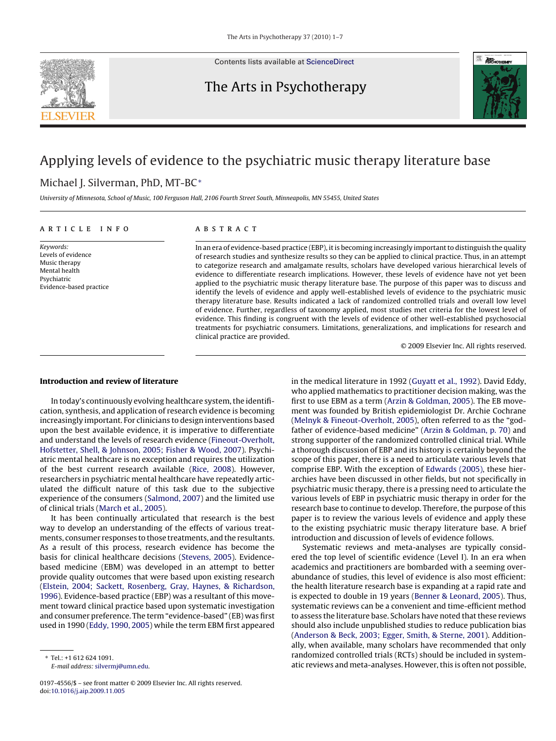# Applying levels of evidence to the psychiatric music therapy literature base

Michael J. Silverman, PhD, MT-BC*

*University of Minnesota, School of Music, 100 Ferguson Hall, 2106 Fourth Street South, Minneapolis, MN 55455, United States*

ARTICLE INFO

*Keywords:*
Levels of evidence
Music therapy
Mental health
Psychiatric
Evidence-based practice

ABSTRACT

In an era of evidence-based practice (EBP), it is becoming increasingly important to distinguish the quality of research studies and synthesize results so they can be applied to clinical practice. Thus, in an attempt to categorize research and amalgamate results, scholars have developed various hierarchical levels of evidence to differentiate research implications. However, these levels of evidence have not yet been applied to the psychiatric music therapy literature base. The purpose of this paper was to discuss and identify the levels of evidence and apply well-established levels of evidence to the psychiatric music therapy literature base. Results indicated a lack of randomized controlled trials and overall low level of evidence. Further, regardless of taxonomy applied, most studies met criteria for the lowest level of evidence. This finding is congruent with the levels of evidence of other well-established psychosocial treatments for psychiatric consumers. Limitations, generalizations, and implications for research and clinical practice are provided.

© 2009 Elsevier Inc. All rights reserved.

## Introduction and review of literature

In today's continuously evolving healthcare system, the identification, synthesis, and application of research evidence is becoming increasingly important. For clinicians to design interventions based upon the best available evidence, it is imperative to differentiate and understand the levels of research evidence (Fineout-Overholt, Hofstetter, Shell, & Johnson, 2005; Fisher & Wood, 2007). Psychiatric mental healthcare is no exception and requires the utilization of the best current research available (Rice, 2008). However, researchers in psychiatric mental healthcare have repeatedly articulated the difficult nature of this task due to the subjective experience of the consumers (Salmond, 2007) and the limited use of clinical trials (March et al., 2005).

It has been continually articulated that research is the best way to develop an understanding of the effects of various treatments, consumer responses to those treatments, and the resultants. As a result of this process, research evidence has become the basis for clinical healthcare decisions (Stevens, 2005). Evidence-based medicine (EBM) was developed in an attempt to better provide quality outcomes that were based upon existing research (Elstein, 2004; Sackett, Rosenberg, Gray, Haynes, & Richardson, 1996). Evidence-based practice (EBP) was a resultant of this movement toward clinical practice based upon systematic investigation and consumer preference. The term "evidence-based" (EB) was first used in 1990 (Eddy, 1990, 2005) while the term EBM first appeared in the medical literature in 1992 (Guyatt et al., 1992). David Eddy, who applied mathematics to practitioner decision making, was the first to use EBM as a term (Arzin & Goldman, 2005). The EB movement was founded by British epidemiologist Dr. Archie Cochrane (Melnyk & Fineout-Overholt, 2005), often referred to as the "godfather of evidence-based medicine" (Arzin & Goldman, 2005, p. 70) and strong supporter of the randomized controlled clinical trial. While a thorough discussion of EBP and its history is certainly beyond the scope of this paper, there is a need to articulate various levels that comprise EBP. With the exception of Edwards (2005), these hierarchies have been discussed in other fields, but not specifically in psychiatric music therapy, there is a pressing need to articulate the various levels of EBP in psychiatric music therapy in order for the research base to continue to develop. Therefore, the purpose of this paper is to review the various levels of evidence and apply these to the existing psychiatric music therapy literature base. A brief introduction and discussion of levels of evidence follows.

Systematic reviews and meta-analyses are typically considered the top level of scientific evidence (Level I). In an era when academics and practitioners are bombarded with a seeming overabundance of studies, this level of evidence is also most efficient: the health literature research base is expanding at a rapid rate and is expected to double in 19 years (Benner & Leonard, 2005). Thus, systematic reviews can be a convenient and time-efficient method to assess the literature base. Scholars have noted that these reviews should also include unpublished studies to reduce publication bias (Anderson & Beck, 2003; Egger, Smith, & Sterne, 2001). Additionally, when available, many scholars have recommended that only randomized controlled trials (RCTs) should be included in systematic reviews and meta-analyses. However, this is often not possible,

* Tel.: +1 612 624 1091.
*E-mail address:* silvermj@umn.edu.

0197-4556/$ – see front matter © 2009 Elsevier Inc. All rights reserved.
doi:10.1016/j.aip.2009.11.005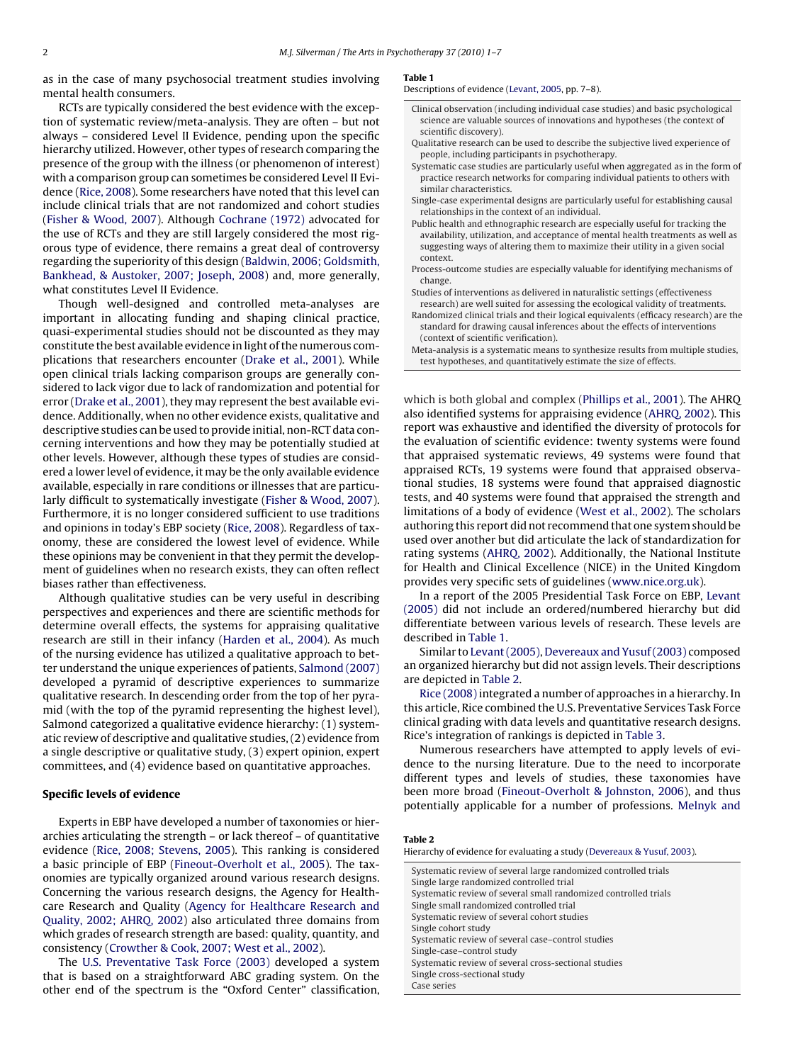as in the case of many psychosocial treatment studies involving mental health consumers.

RCTs are typically considered the best evidence with the exception of systematic review/meta-analysis. They are often – but not always – considered Level II Evidence, pending upon the specific hierarchy utilized. However, other types of research comparing the presence of the group with the illness (or phenomenon of interest) with a comparison group can sometimes be considered Level II Evidence (Rice, 2008). Some researchers have noted that this level can include clinical trials that are not randomized and cohort studies (Fisher & Wood, 2007). Although Cochrane (1972) advocated for the use of RCTs and they are still largely considered the most rigorous type of evidence, there remains a great deal of controversy regarding the superiority of this design (Baldwin, 2006; Goldsmith, Bankhead, & Austoker, 2007; Joseph, 2008) and, more generally, what constitutes Level II Evidence.

Though well-designed and controlled meta-analyses are important in allocating funding and shaping clinical practice, quasi-experimental studies should not be discounted as they may constitute the best available evidence in light of the numerous complications that researchers encounter (Drake et al., 2001). While open clinical trials lacking comparison groups are generally considered to lack vigor due to lack of randomization and potential for error (Drake et al., 2001), they may represent the best available evidence. Additionally, when no other evidence exists, qualitative and descriptive studies can be used to provide initial, non-RCT data concerning interventions and how they may be potentially studied at other levels. However, although these types of studies are considered a lower level of evidence, it may be the only available evidence available, especially in rare conditions or illnesses that are particularly difficult to systematically investigate (Fisher & Wood, 2007). Furthermore, it is no longer considered sufficient to use traditions and opinions in today's EBP society (Rice, 2008). Regardless of taxonomy, these are considered the lowest level of evidence. While these opinions may be convenient in that they permit the development of guidelines when no research exists, they can often reflect biases rather than effectiveness.

Although qualitative studies can be very useful in describing perspectives and experiences and there are scientific methods for determine overall effects, the systems for appraising qualitative research are still in their infancy (Harden et al., 2004). As much of the nursing evidence has utilized a qualitative approach to better understand the unique experiences of patients, Salmond (2007) developed a pyramid of descriptive experiences to summarize qualitative research. In descending order from the top of her pyramid (with the top of the pyramid representing the highest level), Salmond categorized a qualitative evidence hierarchy: (1) systematic review of descriptive and qualitative studies, (2) evidence from a single descriptive or qualitative study, (3) expert opinion, expert committees, and (4) evidence based on quantitative approaches.

## Specific levels of evidence

Experts in EBP have developed a number of taxonomies or hierarchies articulating the strength – or lack thereof – of quantitative evidence (Rice, 2008; Stevens, 2005). This ranking is considered a basic principle of EBP (Fineout-Overholt et al., 2005). The taxonomies are typically organized around various research designs. Concerning the various research designs, the Agency for Healthcare Research and Quality (Agency for Healthcare Research and Quality, 2002; AHRQ, 2002) also articulated three domains from which grades of research strength are based: quality, quantity, and consistency (Crowther & Cook, 2007; West et al., 2002).

The U.S. Preventative Task Force (2003) developed a system that is based on a straightforward ABC grading system. On the other end of the spectrum is the "Oxford Center" classification, which is both global and complex (Phillips et al., 2001). The AHRQ also identified systems for appraising evidence (AHRQ, 2002). This report was exhaustive and identified the diversity of protocols for the evaluation of scientific evidence: twenty systems were found that appraised systematic reviews, 49 systems were found that appraised RCTs, 19 systems were found that appraised observational studies, 18 systems were found that appraised diagnostic tests, and 40 systems were found that appraised the strength and limitations of a body of evidence (West et al., 2002). The scholars authoring this report did not recommend that one system should be used over another but did articulate the lack of standardization for rating systems (AHRQ, 2002). Additionally, the National Institute for Health and Clinical Excellence (NICE) in the United Kingdom provides very specific sets of guidelines (www.nice.org.uk).

In a report of the 2005 Presidential Task Force on EBP, Levant (2005) did not include an ordered/numbered hierarchy but did differentiate between various levels of research. These levels are described in Table 1.

Similar to Levant (2005), Devereaux and Yusuf (2003) composed an organized hierarchy but did not assign levels. Their descriptions are depicted in Table 2.

Rice (2008) integrated a number of approaches in a hierarchy. In this article, Rice combined the U.S. Preventative Services Task Force clinical grading with data levels and quantitative research designs. Rice's integration of rankings is depicted in Table 3.

Numerous researchers have attempted to apply levels of evidence to the nursing literature. Due to the need to incorporate different types and levels of studies, these taxonomies have been more broad (Fineout-Overholt & Johnston, 2006), and thus potentially applicable for a number of professions. Melnyk and

**Table 1**
Descriptions of evidence (Levant, 2005, pp. 7–8).

| |
|---|
| Clinical observation (including individual case studies) and basic psychological science are valuable sources of innovations and hypotheses (the context of scientific discovery). |
| Qualitative research can be used to describe the subjective lived experience of people, including participants in psychotherapy. |
| Systematic case studies are particularly useful when aggregated as in the form of practice research networks for comparing individual patients to others with similar characteristics. |
| Single-case experimental designs are particularly useful for establishing causal relationships in the context of an individual. |
| Public health and ethnographic research are especially useful for tracking the availability, utilization, and acceptance of mental health treatments as well as suggesting ways of altering them to maximize their utility in a given social context. |
| Process-outcome studies are especially valuable for identifying mechanisms of change. |
| Studies of interventions as delivered in naturalistic settings (effectiveness research) are well suited for assessing the ecological validity of treatments. |
| Randomized clinical trials and their logical equivalents (efficacy research) are the standard for drawing causal inferences about the effects of interventions (context of scientific verification). |
| Meta-analysis is a systematic means to synthesize results from multiple studies, test hypotheses, and quantitatively estimate the size of effects. |

**Table 2**
Hierarchy of evidence for evaluating a study (Devereaux & Yusuf, 2003).

| |
|---|
| Systematic review of several large randomized controlled trials |
| Single large randomized controlled trial |
| Systematic review of several small randomized controlled trials |
| Single small randomized controlled trial |
| Systematic review of several cohort studies |
| Single cohort study |
| Systematic review of several case–control studies |
| Single-case–control study |
| Systematic review of several cross-sectional studies |
| Single cross-sectional study |
| Case series |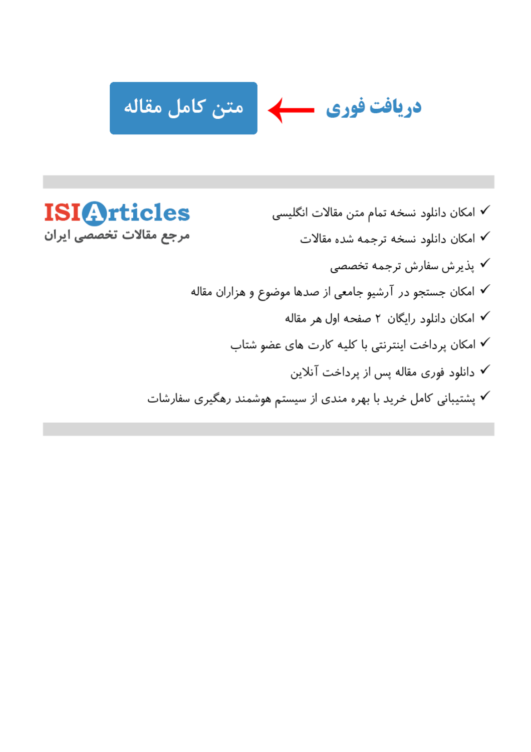متن کامل مقاله ← دریافت فوری

**ISIArticles**
مرجع مقالات تخصصی ایران

- ✓ امکان دانلود نسخه تمام متن مقالات انگلیسی
- ✓ امکان دانلود نسخه ترجمه شده مقالات
- ✓ پذیرش سفارش ترجمه تخصصی
- ✓ امکان جستجو در آرشیو جامعی از صدها موضوع و هزاران مقاله
- ✓ امکان دانلود رایگان ۲ صفحه اول هر مقاله
- ✓ امکان پرداخت اینترنتی با کلیه کارت های عضو شتاب
- ✓ دانلود فوری مقاله پس از پرداخت آنلاین
- ✓ پشتیبانی کامل خرید با بهره مندی از سیستم هوشمند رهگیری سفارشات